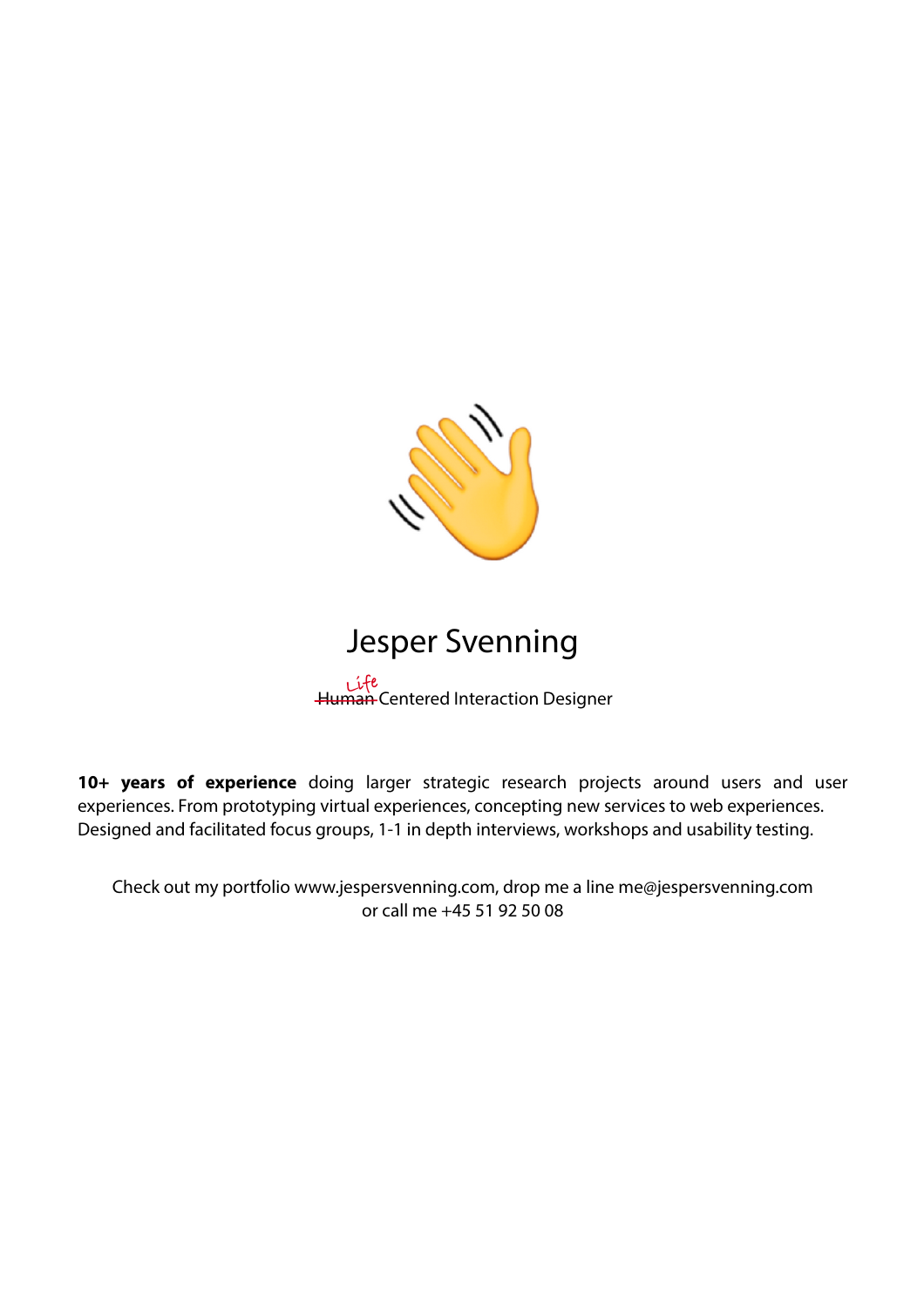# Jesper Svenning

~~Human~~ Life Centered Interaction Designer

**10+ years of experience** doing larger strategic research projects around users and user experiences. From prototyping virtual experiences, concepting new services to web experiences. Designed and facilitated focus groups, 1-1 in depth interviews, workshops and usability testing.

Check out my portfolio www.jespersvenning.com, drop me a line me@jespersvenning.com or call me +45 51 92 50 08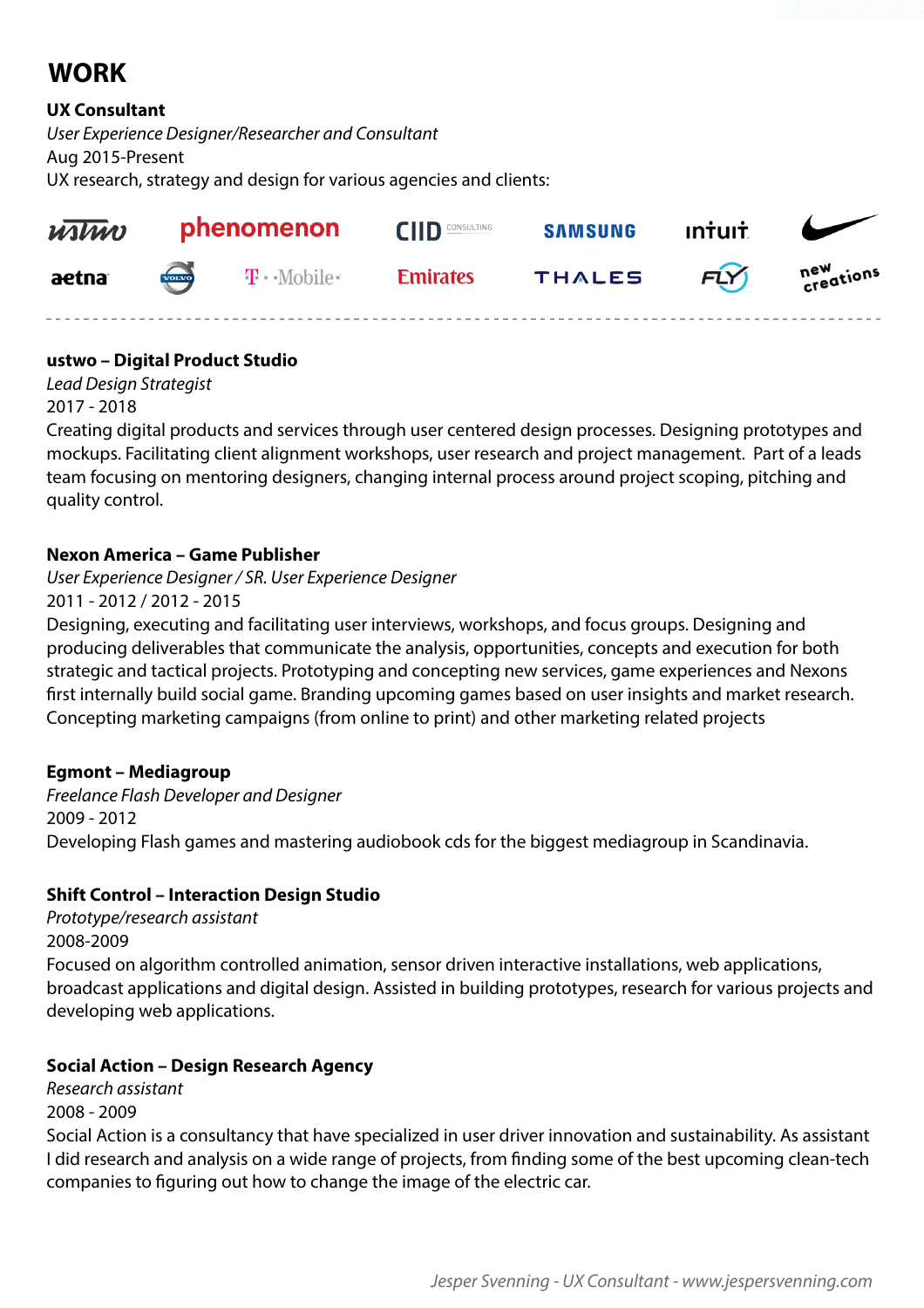## WORK

**UX Consultant**
*User Experience Designer/Researcher and Consultant*
Aug 2015-Present
UX research, strategy and design for various agencies and clients:

ustwo, phenomenon, CIID CONSULTING, SAMSUNG, intuit, aetna, VOLVO, T · · Mobile ·, Emirates, THALES, FLY, new creations

---

**ustwo – Digital Product Studio**
*Lead Design Strategist*
2017 - 2018
Creating digital products and services through user centered design processes. Designing prototypes and mockups. Facilitating client alignment workshops, user research and project management. Part of a leads team focusing on mentoring designers, changing internal process around project scoping, pitching and quality control.

**Nexon America – Game Publisher**
*User Experience Designer / SR. User Experience Designer*
2011 - 2012 / 2012 - 2015
Designing, executing and facilitating user interviews, workshops, and focus groups. Designing and producing deliverables that communicate the analysis, opportunities, concepts and execution for both strategic and tactical projects. Prototyping and concepting new services, game experiences and Nexons first internally build social game. Branding upcoming games based on user insights and market research. Concepting marketing campaigns (from online to print) and other marketing related projects

**Egmont – Mediagroup**
*Freelance Flash Developer and Designer*
2009 - 2012
Developing Flash games and mastering audiobook cds for the biggest mediagroup in Scandinavia.

**Shift Control – Interaction Design Studio**
*Prototype/research assistant*
2008-2009
Focused on algorithm controlled animation, sensor driven interactive installations, web applications, broadcast applications and digital design. Assisted in building prototypes, research for various projects and developing web applications.

**Social Action – Design Research Agency**
*Research assistant*
2008 - 2009
Social Action is a consultancy that have specialized in user driver innovation and sustainability. As assistant I did research and analysis on a wide range of projects, from finding some of the best upcoming clean-tech companies to figuring out how to change the image of the electric car.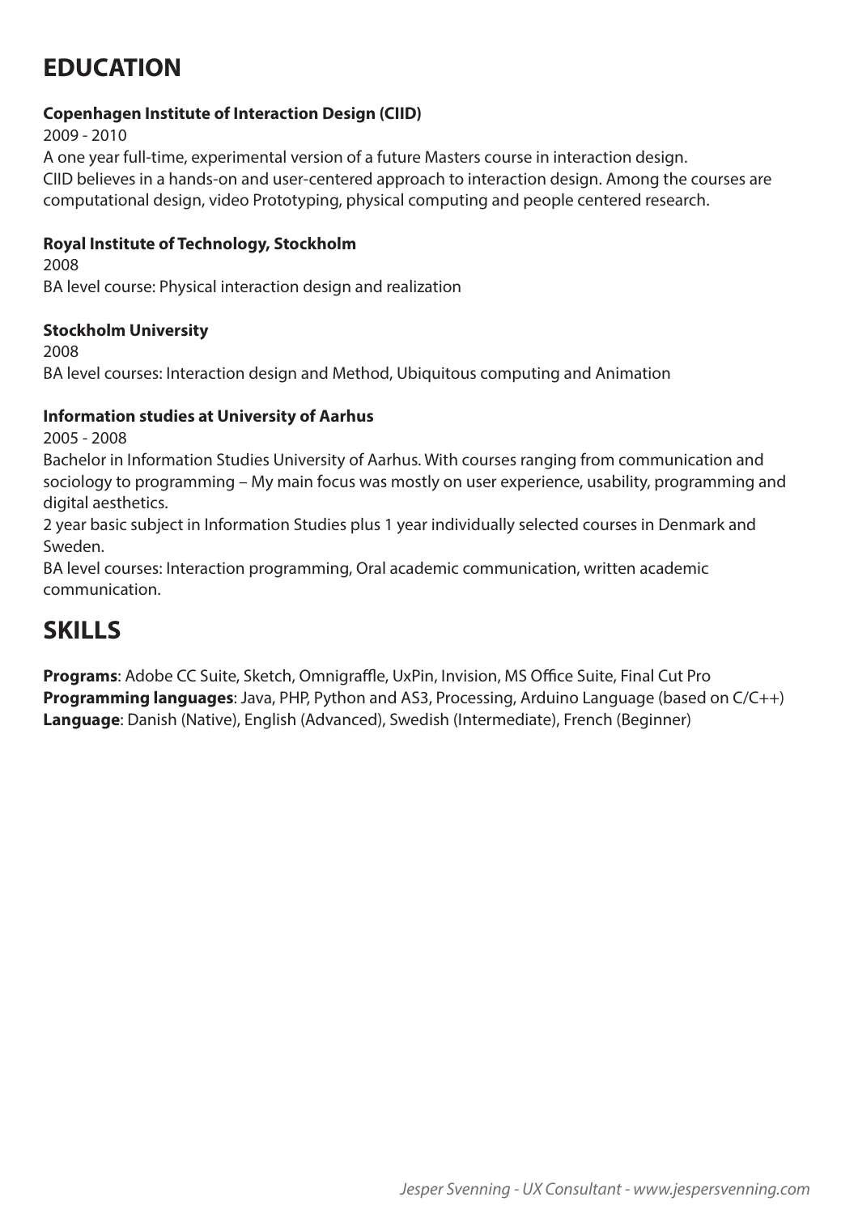# EDUCATION

**Copenhagen Institute of Interaction Design (CIID)**
2009 - 2010
A one year full-time, experimental version of a future Masters course in interaction design.
CIID believes in a hands-on and user-centered approach to interaction design. Among the courses are computational design, video Prototyping, physical computing and people centered research.

**Royal Institute of Technology, Stockholm**
2008
BA level course: Physical interaction design and realization

**Stockholm University**
2008
BA level courses: Interaction design and Method, Ubiquitous computing and Animation

**Information studies at University of Aarhus**
2005 - 2008
Bachelor in Information Studies University of Aarhus. With courses ranging from communication and sociology to programming – My main focus was mostly on user experience, usability, programming and digital aesthetics.
2 year basic subject in Information Studies plus 1 year individually selected courses in Denmark and Sweden.
BA level courses: Interaction programming, Oral academic communication, written academic communication.

# SKILLS

**Programs**: Adobe CC Suite, Sketch, Omnigraffle, UxPin, Invision, MS Office Suite, Final Cut Pro
**Programming languages**: Java, PHP, Python and AS3, Processing, Arduino Language (based on C/C++)
**Language**: Danish (Native), English (Advanced), Swedish (Intermediate), French (Beginner)